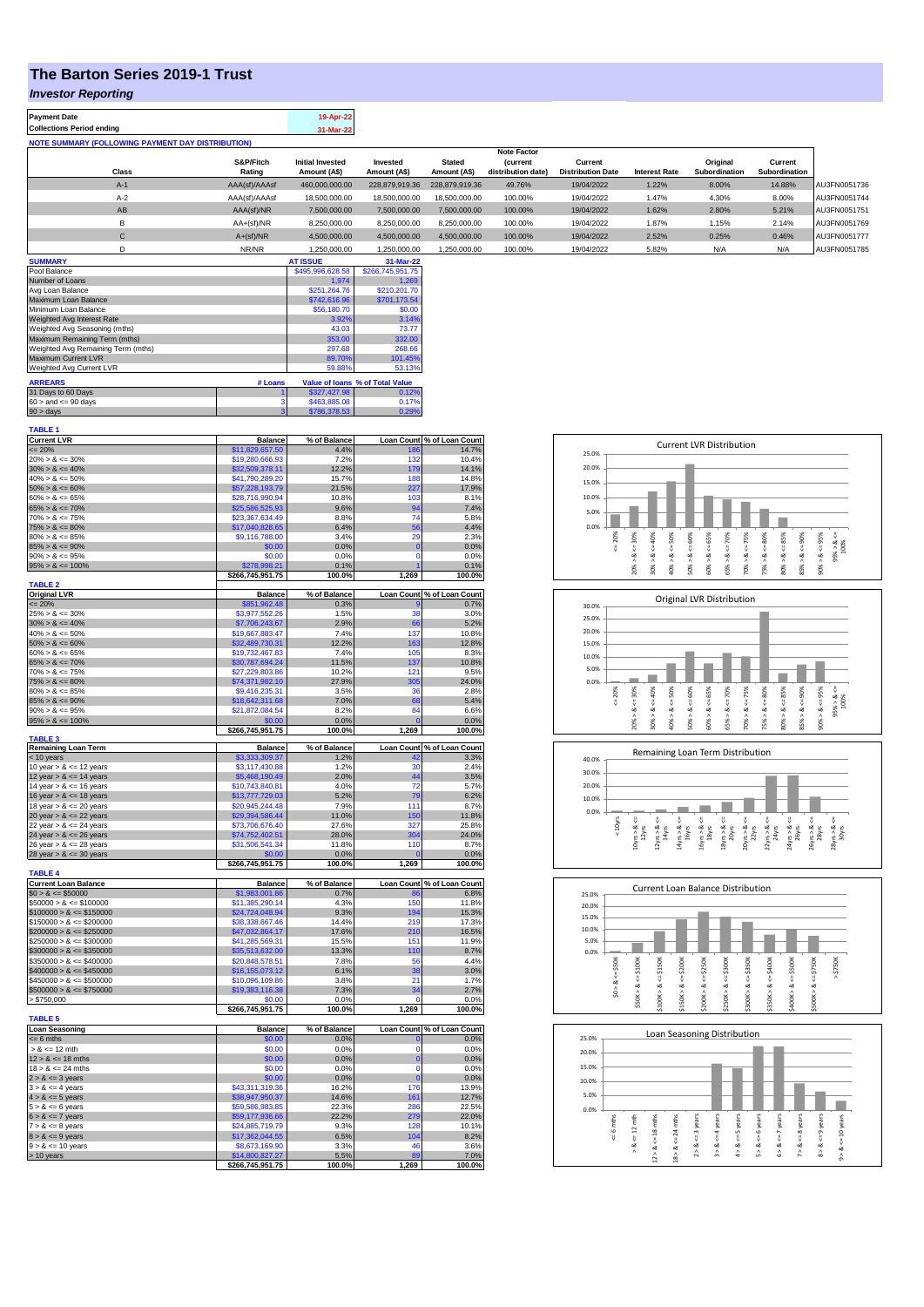# The Barton Series 2019-1 Trust

## *Investor Reporting*

| Payment Date | 19-Apr-22 |
|---|---|
| Collections Period ending | 31-Mar-22 |

**NOTE SUMMARY (FOLLOWING PAYMENT DAY DISTRIBUTION)**

| Class | S&P/Fitch Rating | Initial Invested Amount (A$) | Invested Amount (A$) | Stated Amount (A$) | Note Factor (current distribution date) | Current Distribution Date | Interest Rate | Original Subordination | Current Subordination | |
|---|---|---|---|---|---|---|---|---|---|---|
| A-1 | AAA(sf)/AAAsf | 460,000,000.00 | 228,879,919.36 | 228,879,919.36 | 49.76% | 19/04/2022 | 1.22% | 8.00% | 14.88% | AU3FN0051736 |
| A-2 | AAA(sf)/AAAsf | 18,500,000.00 | 18,500,000.00 | 18,500,000.00 | 100.00% | 19/04/2022 | 1.47% | 4.30% | 8.00% | AU3FN0051744 |
| AB | AAA(sf)/NR | 7,500,000.00 | 7,500,000.00 | 7,500,000.00 | 100.00% | 19/04/2022 | 1.62% | 2.80% | 5.21% | AU3FN0051751 |
| B | AA+(sf)/NR | 8,250,000.00 | 8,250,000.00 | 8,250,000.00 | 100.00% | 19/04/2022 | 1.87% | 1.15% | 2.14% | AU3FN0051769 |
| C | A+(sf)/NR | 4,500,000.00 | 4,500,000.00 | 4,500,000.00 | 100.00% | 19/04/2022 | 2.52% | 0.25% | 0.46% | AU3FN0051777 |
| D | NR/NR | 1,250,000.00 | 1,250,000.00 | 1,250,000.00 | 100.00% | 19/04/2022 | 5.82% | N/A | N/A | AU3FN0051785 |

| SUMMARY | AT ISSUE | 31-Mar-22 |
|---|---|---|
| Pool Balance | $495,996,628.58 | $266,745,951.75 |
| Number of Loans | 1,974 | 1,269 |
| Avg Loan Balance | $251,264.76 | $210,201.70 |
| Maximum Loan Balance | $742,616.96 | $701,173.54 |
| Minimum Loan Balance | $56,180.70 | $0.00 |
| Weighted Avg Interest Rate | 3.92% | 3.14% |
| Weighted Avg Seasoning (mths) | 43.03 | 73.77 |
| Maximum Remaining Term (mths) | 353.00 | 332.00 |
| Weighted Avg Remaining Term (mths) | 297.68 | 268.66 |
| Maximum Current LVR | 89.70% | 101.45% |
| Weighted Avg Current LVR | 59.88% | 53.13% |

| ARREARS | # Loans | Value of loans | % of Total Value |
|---|---|---|---|
| 31 Days to 60 Days | 1 | $327,427.98 | 0.12% |
| 60 > and <= 90 days | 3 | $463,885.08 | 0.17% |
| 90 > days | 3 | $786,378.53 | 0.29% |

**TABLE 1**

| Current LVR | Balance | % of Balance | Loan Count | % of Loan Count |
|---|---|---|---|---|
| <= 20% | $11,829,657.50 | 4.4% | 186 | 14.7% |
| 20% > & <= 30% | $19,280,666.93 | 7.2% | 132 | 10.4% |
| 30% > & <= 40% | $32,509,378.11 | 12.2% | 179 | 14.1% |
| 40% > & <= 50% | $41,790,289.20 | 15.7% | 188 | 14.8% |
| 50% > & <= 60% | $57,228,193.79 | 21.5% | 227 | 17.9% |
| 60% > & <= 65% | $28,716,990.94 | 10.8% | 103 | 8.1% |
| 65% > & <= 70% | $25,586,525.93 | 9.6% | 94 | 7.4% |
| 70% > & <= 75% | $23,367,634.49 | 8.8% | 74 | 5.8% |
| 75% > & <= 80% | $17,040,828.65 | 6.4% | 56 | 4.4% |
| 80% > & <= 85% | $9,116,788.00 | 3.4% | 29 | 2.3% |
| 85% > & <= 90% | $0.00 | 0.0% | 0 | 0.0% |
| 90% > & <= 95% | $0.00 | 0.0% | 0 | 0.0% |
| 95% > & <= 100% | $278,998.21 | 0.1% | 1 | 0.1% |
| | $266,745,951.75 | 100.0% | 1,269 | 100.0% |

**TABLE 2**

| Original LVR | Balance | % of Balance | Loan Count | % of Loan Count |
|---|---|---|---|---|
| <= 20% | $851,962.48 | 0.3% | 9 | 0.7% |
| 25% > & <= 30% | $3,977,552.26 | 1.5% | 38 | 3.0% |
| 30% > & <= 40% | $7,706,243.67 | 2.9% | 66 | 5.2% |
| 40% > & <= 50% | $19,667,883.47 | 7.4% | 137 | 10.8% |
| 50% > & <= 60% | $32,489,730.31 | 12.2% | 163 | 12.8% |
| 60% > & <= 65% | $19,732,467.83 | 7.4% | 105 | 8.3% |
| 65% > & <= 70% | $30,787,694.24 | 11.5% | 137 | 10.8% |
| 70% > & <= 75% | $27,229,803.86 | 10.2% | 121 | 9.5% |
| 75% > & <= 80% | $74,371,982.10 | 27.9% | 305 | 24.0% |
| 80% > & <= 85% | $9,416,235.31 | 3.5% | 36 | 2.8% |
| 85% > & <= 90% | $18,642,311.68 | 7.0% | 68 | 5.4% |
| 90% > & <= 95% | $21,872,084.54 | 8.2% | 84 | 6.6% |
| 95% > & <= 100% | $0.00 | 0.0% | 0 | 0.0% |
| | $266,745,951.75 | 100.0% | 1,269 | 100.0% |

**TABLE 3**

| Remaining Loan Term | Balance | % of Balance | Loan Count | % of Loan Count |
|---|---|---|---|---|
| < 10 years | $3,333,309.37 | 1.2% | 42 | 3.3% |
| 10 year > & <= 12 years | $3,117,430.88 | 1.2% | 30 | 2.4% |
| 12 year > & <= 14 years | $5,468,190.49 | 2.0% | 44 | 3.5% |
| 14 year > & <= 16 years | $10,743,840.81 | 4.0% | 72 | 5.7% |
| 16 year > & <= 18 years | $13,777,729.03 | 5.2% | 79 | 6.2% |
| 18 year > & <= 20 years | $20,945,244.48 | 7.9% | 111 | 8.7% |
| 20 year > & <= 22 years | $29,394,586.44 | 11.0% | 150 | 11.8% |
| 22 year > & <= 24 years | $73,706,676.40 | 27.6% | 327 | 25.8% |
| 24 year > & <= 26 years | $74,752,402.51 | 28.0% | 304 | 24.0% |
| 26 year > & <= 28 years | $31,506,541.34 | 11.8% | 110 | 8.7% |
| 28 year > & <= 30 years | $0.00 | 0.0% | 0 | 0.0% |
| | $266,745,951.75 | 100.0% | 1,269 | 100.0% |

**TABLE 4**

| Current Loan Balance | Balance | % of Balance | Loan Count | % of Loan Count |
|---|---|---|---|---|
| $0 > & <= $50000 | $1,983,001.86 | 0.7% | 86 | 6.8% |
| $50000 > & <= $100000 | $11,385,290.14 | 4.3% | 150 | 11.8% |
| $100000 > & <= $150000 | $24,724,048.94 | 9.3% | 194 | 15.3% |
| $150000 > & <= $200000 | $38,338,667.46 | 14.4% | 219 | 17.3% |
| $200000 > & <= $250000 | $47,032,864.17 | 17.6% | 210 | 16.5% |
| $250000 > & <= $300000 | $41,285,569.31 | 15.5% | 151 | 11.9% |
| $300000 > & <= $350000 | $35,513,632.00 | 13.3% | 110 | 8.7% |
| $350000 > & <= $400000 | $20,848,578.51 | 7.8% | 56 | 4.4% |
| $400000 > & <= $450000 | $16,155,073.12 | 6.1% | 38 | 3.0% |
| $450000 > & <= $500000 | $10,096,109.86 | 3.8% | 21 | 1.7% |
| $500000 > & <= $750000 | $19,383,116.38 | 7.3% | 34 | 2.7% |
| > $750,000 | $0.00 | 0.0% | 0 | 0.0% |
| | $266,745,951.75 | 100.0% | 1,269 | 100.0% |

**TABLE 5**

| Loan Seasoning | Balance | % of Balance | Loan Count | % of Loan Count |
|---|---|---|---|---|
| <= 6 mths | $0.00 | 0.0% | 0 | 0.0% |
| > & <= 12 mth | $0.00 | 0.0% | 0 | 0.0% |
| 12 > & <= 18 mths | $0.00 | 0.0% | 0 | 0.0% |
| 18 > & <= 24 mths | $0.00 | 0.0% | 0 | 0.0% |
| 2 > & <= 3 years | $0.00 | 0.0% | 0 | 0.0% |
| 3 > & <= 4 years | $43,311,319.36 | 16.2% | 176 | 13.9% |
| 4 > & <= 5 years | $38,947,950.37 | 14.6% | 161 | 12.7% |
| 5 > & <= 6 years | $59,586,983.85 | 22.3% | 286 | 22.5% |
| 6 > & <= 7 years | $59,177,936.66 | 22.2% | 279 | 22.0% |
| 7 > & <= 8 years | $24,885,719.79 | 9.3% | 128 | 10.1% |
| 8 > & <= 9 years | $17,362,044.55 | 6.5% | 104 | 8.2% |
| 9 > & <= 10 years | $8,673,169.90 | 3.3% | 46 | 3.6% |
| > 10 years | $14,800,827.27 | 5.5% | 89 | 7.0% |
| | $266,745,951.75 | 100.0% | 1,269 | 100.0% |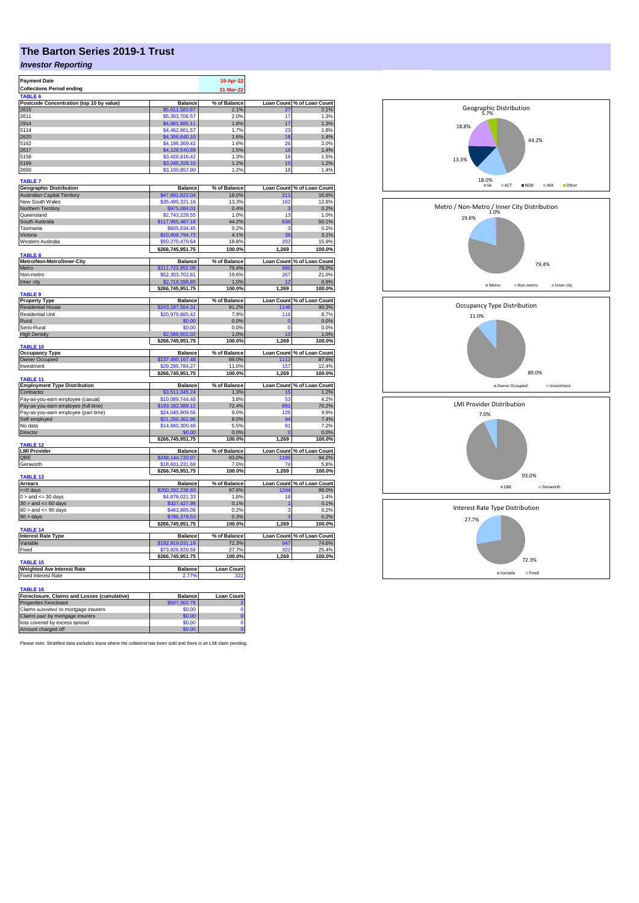# The Barton Series 2019-1 Trust

## *Investor Reporting*

| Payment Date | 19-Apr-22 |
|---|---|
| Collections Period ending | 31-Mar-22 |

**TABLE 6**

| Postcode Concentration (top 10 by value) | Balance | % of Balance | Loan Count | % of Loan Count |
|---|---|---|---|---|
| 2615 | $5,611,583.67 | 2.1% | 27 | 2.1% |
| 2611 | $5,353,706.57 | 2.0% | 17 | 1.3% |
| 2914 | $4,861,885.11 | 1.8% | 17 | 1.3% |
| 5114 | $4,462,861.57 | 1.7% | 23 | 1.8% |
| 2620 | $4,356,640.10 | 1.6% | 18 | 1.4% |
| 5162 | $4,196,369.42 | 1.6% | 26 | 2.0% |
| 2617 | $4,128,540.89 | 1.5% | 18 | 1.4% |
| 5158 | $3,428,816.42 | 1.3% | 19 | 1.5% |
| 5169 | $3,245,328.10 | 1.2% | 15 | 1.2% |
| 2650 | $3,100,857.90 | 1.2% | 18 | 1.4% |

**TABLE 7**

| Geographic Distribution | Balance | % of Balance | Loan Count | % of Loan Count |
|---|---|---|---|---|
| Australian Capital Territory | $47,891,922.04 | 18.0% | 211 | 16.6% |
| New South Wales | $35,495,321.16 | 13.3% | 162 | 12.8% |
| Northern Territory | $975,084.01 | 0.4% | 3 | 0.2% |
| Queensland | $2,743,228.55 | 1.0% | 13 | 1.0% |
| South Australia | $117,955,487.18 | 44.2% | 636 | 50.1% |
| Tasmania | $605,634.45 | 0.2% | 3 | 0.2% |
| Victoria | $10,808,794.72 | 4.1% | 39 | 3.1% |
| Western Australia | $50,270,479.64 | 18.8% | 202 | 15.9% |
| | $266,745,951.75 | 100.0% | 1,269 | 100.0% |

**TABLE 8**

| Metro/Non-Metro/Inner-City | Balance | % of Balance | Loan Count | % of Loan Count |
|---|---|---|---|---|
| Metro | $211,722,852.09 | 79.4% | 990 | 78.0% |
| Non-metro | $52,303,702.81 | 19.6% | 267 | 21.0% |
| Inner city | $2,719,396.85 | 1.0% | 12 | 0.9% |
| | $266,745,951.75 | 100.0% | 1,269 | 100.0% |

**TABLE 9**

| Property Type | Balance | % of Balance | Loan Count | % of Loan Count |
|---|---|---|---|---|
| Residential House | $243,197,564.31 | 91.2% | 1146 | 90.3% |
| Residential Unit | $20,979,885.42 | 7.9% | 110 | 8.7% |
| Rural | $0.00 | 0.0% | 0 | 0.0% |
| Semi-Rural | $0.00 | 0.0% | 0 | 0.0% |
| High Density | $2,568,502.02 | 1.0% | 13 | 1.0% |
| | $266,745,951.75 | 100.0% | 1,269 | 100.0% |

**TABLE 10**

| Occupancy Type | Balance | % of Balance | Loan Count | % of Loan Count |
|---|---|---|---|---|
| Owner Occupied | $237,450,167.48 | 89.0% | 1112 | 87.6% |
| Investment | $29,295,784.27 | 11.0% | 157 | 12.4% |
| | $266,745,951.75 | 100.0% | 1,269 | 100.0% |

**TABLE 11**

| Employment Type Distribution | Balance | % of Balance | Loan Count | % of Loan Count |
|---|---|---|---|---|
| Contractor | $3,511,345.24 | 1.3% | 15 | 1.2% |
| Pay-as-you-earn employee (casual) | $10,089,744.48 | 3.8% | 53 | 4.2% |
| Pay-as-you-earn employee (full time) | $193,182,389.12 | 72.4% | 891 | 70.2% |
| Pay-as-you-earn employee (part time) | $24,045,809.56 | 9.0% | 125 | 9.9% |
| Self employed | $21,256,362.86 | 8.0% | 94 | 7.4% |
| No data | $14,660,300.49 | 5.5% | 91 | 7.2% |
| Director | $0.00 | 0.0% | 0 | 0.0% |
| | $266,745,951.75 | 100.0% | 1,269 | 100.0% |

**TABLE 12**

| LMI Provider | Balance | % of Balance | Loan Count | % of Loan Count |
|---|---|---|---|---|
| QBE | $248,144,720.07 | 93.0% | 1195 | 94.2% |
| Genworth | $18,601,231.68 | 7.0% | 74 | 5.8% |
| | $266,745,951.75 | 100.0% | 1,269 | 100.0% |

**TABLE 13**

| Arrears | Balance | % of Balance | Loan Count | % of Loan Count |
|---|---|---|---|---|
| <=0 days | $260,292,238.83 | 97.6% | 1244 | 98.0% |
| 0 > and <= 30 days | $4,876,021.33 | 1.8% | 18 | 1.4% |
| 30 > and <= 60 days | $327,427.98 | 0.1% | 1 | 0.1% |
| 60 > and <= 90 days | $463,885.08 | 0.2% | 3 | 0.2% |
| 90 > days | $786,378.53 | 0.3% | 3 | 0.2% |
| | $266,745,951.75 | 100.0% | 1,269 | 100.0% |

**TABLE 14**

| Interest Rate Type | Balance | % of Balance | Loan Count | % of Loan Count |
|---|---|---|---|---|
| Variable | $192,919,031.19 | 72.3% | 947 | 74.6% |
| Fixed | $73,826,920.56 | 27.7% | 322 | 25.4% |
| | $266,745,951.75 | 100.0% | 1,269 | 100.0% |

**TABLE 15**

| Weighted Ave Interest Rate | Balance | Loan Count |
|---|---|---|
| Fixed Interest Rate | 2.77% | 322 |

**TABLE 16**

| Foreclosure, Claims and Losses (cumulative) | Balance | Loan Count |
|---|---|---|
| Properties foreclosed | $507,302.78 | 2 |
| Claims *submitted* to mortgage insurers | $0.00 | 0 |
| Claims *paid* by mortgage insurers | $0.00 | 0 |
| loss covered by excess spread | $0.00 | 0 |
| Amount charged off | $0.00 | 0 |

Please note: Stratified data excludes loans where the collateral has been sold and there is an LMI claim pending.

**Geographic Distribution**

SA 44.2%, ACT 18.0%, NSW 13.3%, WA 18.8%, Other 5.7%

**Metro / Non-Metro / Inner City Distribution**

Metro 79.4%, Non-metro 19.6%, Inner city 1.0%

**Occupancy Type Distribution**

Owner Occupied 89.0%, Investment 11.0%

**LMI Provider Distribution**

QBE 93.0%, Genworth 7.0%

**Interest Rate Type Distribution**

Variable 72.3%, Fixed 27.7%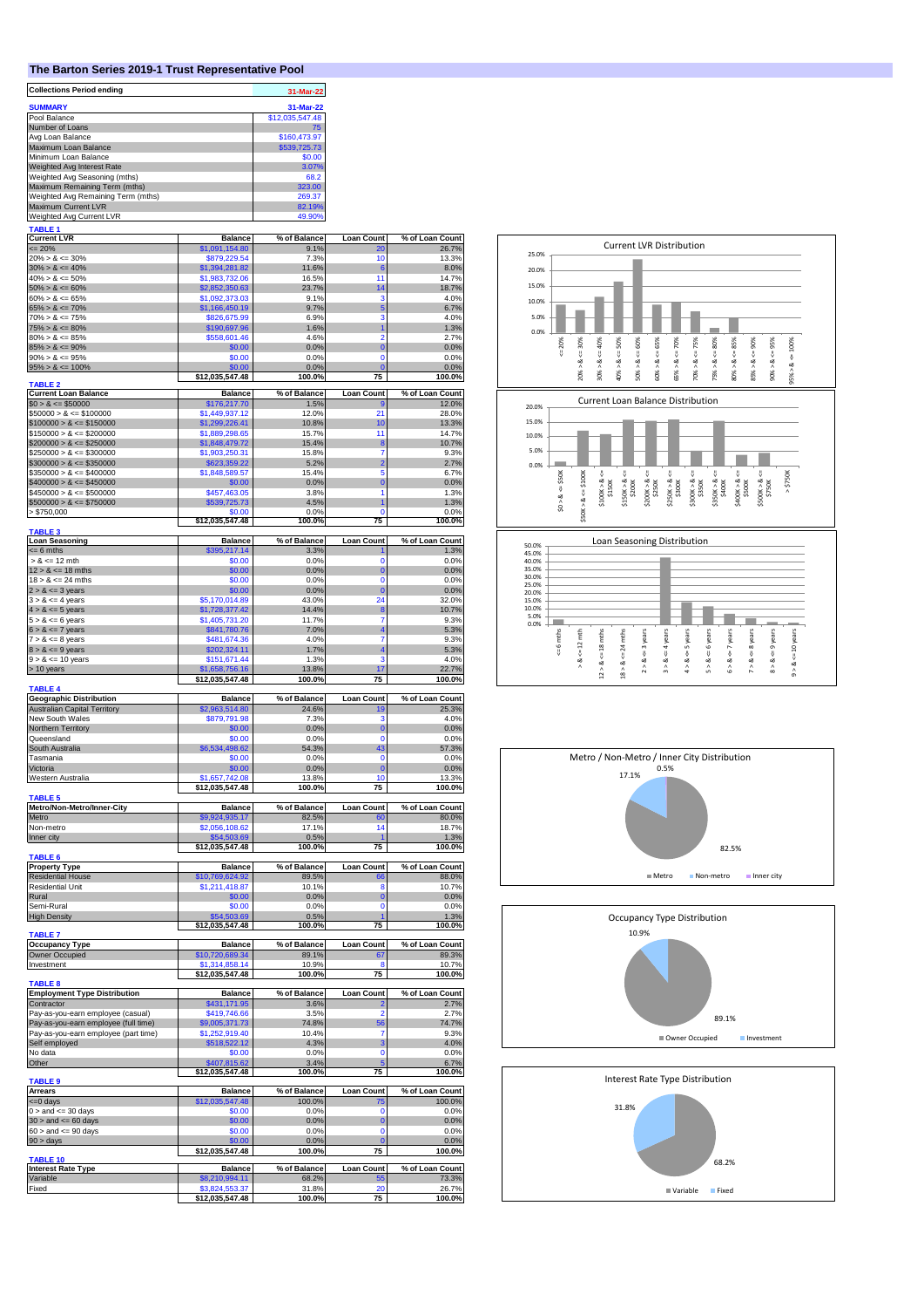# The Barton Series 2019-1 Trust Representative Pool

| Collections Period ending | 31-Mar-22 |
|---|---|

| SUMMARY | 31-Mar-22 |
|---|---|
| Pool Balance | $12,035,547.48 |
| Number of Loans | 75 |
| Avg Loan Balance | $160,473.97 |
| Maximum Loan Balance | $539,725.73 |
| Minimum Loan Balance | $0.00 |
| Weighted Avg Interest Rate | 3.07% |
| Weighted Avg Seasoning (mths) | 68.2 |
| Maximum Remaining Term (mths) | 323.00 |
| Weighted Avg Remaining Term (mths) | 269.37 |
| Maximum Current LVR | 82.19% |
| Weighted Avg Current LVR | 49.90% |

TABLE 1

| Current LVR | Balance | % of Balance | Loan Count | % of Loan Count |
|---|---|---|---|---|
| <= 20% | $1,091,154.80 | 9.1% | 20 | 26.7% |
| 20% > & <= 30% | $879,229.54 | 7.3% | 10 | 13.3% |
| 30% > & <= 40% | $1,394,281.82 | 11.6% | 6 | 8.0% |
| 40% > & <= 50% | $1,983,732.06 | 16.5% | 11 | 14.7% |
| 50% > & <= 60% | $2,852,350.63 | 23.7% | 14 | 18.7% |
| 60% > & <= 65% | $1,092,373.03 | 9.1% | 3 | 4.0% |
| 65% > & <= 70% | $1,166,450.19 | 9.7% | 5 | 6.7% |
| 70% > & <= 75% | $826,675.99 | 6.9% | 3 | 4.0% |
| 75% > & <= 80% | $190,697.96 | 1.6% | 1 | 1.3% |
| 80% > & <= 85% | $558,601.46 | 4.6% | 2 | 2.7% |
| 85% > & <= 90% | $0.00 | 0.0% | 0 | 0.0% |
| 90% > & <= 95% | $0.00 | 0.0% | 0 | 0.0% |
| 95% > & <= 100% | $0.00 | 0.0% | 0 | 0.0% |
| | $12,035,547.48 | 100.0% | 75 | 100.0% |

TABLE 2

| Current Loan Balance | Balance | % of Balance | Loan Count | % of Loan Count |
|---|---|---|---|---|
| $0 > & <= $50000 | $176,217.70 | 1.5% | 9 | 12.0% |
| $50000 > & <= $100000 | $1,449,937.12 | 12.0% | 21 | 28.0% |
| $100000 > & <= $150000 | $1,299,226.41 | 10.8% | 10 | 13.3% |
| $150000 > & <= $200000 | $1,889,298.65 | 15.7% | 11 | 14.7% |
| $200000 > & <= $250000 | $1,848,479.72 | 15.4% | 8 | 10.7% |
| $250000 > & <= $300000 | $1,903,250.31 | 15.8% | 7 | 9.3% |
| $300000 > & <= $350000 | $623,359.22 | 5.2% | 2 | 2.7% |
| $350000 > & <= $400000 | $1,848,589.57 | 15.4% | 5 | 6.7% |
| $400000 > & <= $450000 | $0.00 | 0.0% | 0 | 0.0% |
| $450000 > & <= $500000 | $457,463.05 | 3.8% | 1 | 1.3% |
| $500000 > & <= $750000 | $539,725.73 | 4.5% | 1 | 1.3% |
| > $750,000 | $0.00 | 0.0% | 0 | 0.0% |
| | $12,035,547.48 | 100.0% | 75 | 100.0% |

TABLE 3

| Loan Seasoning | Balance | % of Balance | Loan Count | % of Loan Count |
|---|---|---|---|---|
| <= 6 mths | $395,217.14 | 3.3% | 1 | 1.3% |
| > & <= 12 mth | $0.00 | 0.0% | 0 | 0.0% |
| 12 > & <= 18 mths | $0.00 | 0.0% | 0 | 0.0% |
| 18 > & <= 24 mths | $0.00 | 0.0% | 0 | 0.0% |
| 2 > & <= 3 years | $0.00 | 0.0% | 0 | 0.0% |
| 3 > & <= 4 years | $5,170,014.89 | 43.0% | 24 | 32.0% |
| 4 > & <= 5 years | $1,728,377.42 | 14.4% | 8 | 10.7% |
| 5 > & <= 6 years | $1,405,731.20 | 11.7% | 7 | 9.3% |
| 6 > & <= 7 years | $841,780.76 | 7.0% | 4 | 5.3% |
| 7 > & <= 8 years | $481,674.36 | 4.0% | 7 | 9.3% |
| 8 > & <= 9 years | $202,324.11 | 1.7% | 4 | 5.3% |
| 9 > & <= 10 years | $151,671.44 | 1.3% | 3 | 4.0% |
| > 10 years | $1,658,756.16 | 13.8% | 17 | 22.7% |
| | $12,035,547.48 | 100.0% | 75 | 100.0% |

TABLE 4

| Geographic Distribution | Balance | % of Balance | Loan Count | % of Loan Count |
|---|---|---|---|---|
| Australian Capital Territory | $2,963,514.80 | 24.6% | 19 | 25.3% |
| New South Wales | $879,791.98 | 7.3% | 3 | 4.0% |
| Northern Territory | $0.00 | 0.0% | 0 | 0.0% |
| Queensland | $0.00 | 0.0% | 0 | 0.0% |
| South Australia | $6,534,498.62 | 54.3% | 43 | 57.3% |
| Tasmania | $0.00 | 0.0% | 0 | 0.0% |
| Victoria | $0.00 | 0.0% | 0 | 0.0% |
| Western Australia | $1,657,742.08 | 13.8% | 10 | 13.3% |
| | $12,035,547.48 | 100.0% | 75 | 100.0% |

TABLE 5

| Metro/Non-Metro/Inner-City | Balance | % of Balance | Loan Count | % of Loan Count |
|---|---|---|---|---|
| Metro | $9,924,935.17 | 82.5% | 60 | 80.0% |
| Non-metro | $2,056,108.62 | 17.1% | 14 | 18.7% |
| Inner city | $54,503.69 | 0.5% | 1 | 1.3% |
| | $12,035,547.48 | 100.0% | 75 | 100.0% |

TABLE 6

| Property Type | Balance | % of Balance | Loan Count | % of Loan Count |
|---|---|---|---|---|
| Residential House | $10,769,624.92 | 89.5% | 66 | 88.0% |
| Residential Unit | $1,211,418.87 | 10.1% | 8 | 10.7% |
| Rural | $0.00 | 0.0% | 0 | 0.0% |
| Semi-Rural | $0.00 | 0.0% | 0 | 0.0% |
| High Density | $54,503.69 | 0.5% | 1 | 1.3% |
| | $12,035,547.48 | 100.0% | 75 | 100.0% |

TABLE 7

| Occupancy Type | Balance | % of Balance | Loan Count | % of Loan Count |
|---|---|---|---|---|
| Owner Occupied | $10,720,689.34 | 89.1% | 67 | 89.3% |
| Investment | $1,314,858.14 | 10.9% | 8 | 10.7% |
| | $12,035,547.48 | 100.0% | 75 | 100.0% |

TABLE 8

| Employment Type Distribution | Balance | % of Balance | Loan Count | % of Loan Count |
|---|---|---|---|---|
| Contractor | $431,171.95 | 3.6% | 2 | 2.7% |
| Pay-as-you-earn employee (casual) | $419,746.66 | 3.5% | 2 | 2.7% |
| Pay-as-you-earn employee (full time) | $9,005,371.73 | 74.8% | 56 | 74.7% |
| Pay-as-you-earn employee (part time) | $1,252,919.40 | 10.4% | 7 | 9.3% |
| Self employed | $518,522.12 | 4.3% | 3 | 4.0% |
| No data | $0.00 | 0.0% | 0 | 0.0% |
| Other | $407,815.62 | 3.4% | 5 | 6.7% |
| | $12,035,547.48 | 100.0% | 75 | 100.0% |

TABLE 9

| Arrears | Balance | % of Balance | Loan Count | % of Loan Count |
|---|---|---|---|---|
| <=0 days | $12,035,547.48 | 100.0% | 75 | 100.0% |
| 0 > and <= 30 days | $0.00 | 0.0% | 0 | 0.0% |
| 30 > and <= 60 days | $0.00 | 0.0% | 0 | 0.0% |
| 60 > and <= 90 days | $0.00 | 0.0% | 0 | 0.0% |
| 90 > days | $0.00 | 0.0% | 0 | 0.0% |
| | $12,035,547.48 | 100.0% | 75 | 100.0% |

TABLE 10

| Interest Rate Type | Balance | % of Balance | Loan Count | % of Loan Count |
|---|---|---|---|---|
| Variable | $8,210,994.11 | 68.2% | 55 | 73.3% |
| Fixed | $3,824,553.37 | 31.8% | 20 | 26.7% |
| | $12,035,547.48 | 100.0% | 75 | 100.0% |

Current LVR Distribution

Current Loan Balance Distribution

Loan Seasoning Distribution

Metro / Non-Metro / Inner City Distribution
0.5%
17.1%
82.5%
Metro Non-metro Inner city

Occupancy Type Distribution
10.9%
89.1%
Owner Occupied Investment

Interest Rate Type Distribution
31.8%
68.2%
Variable Fixed